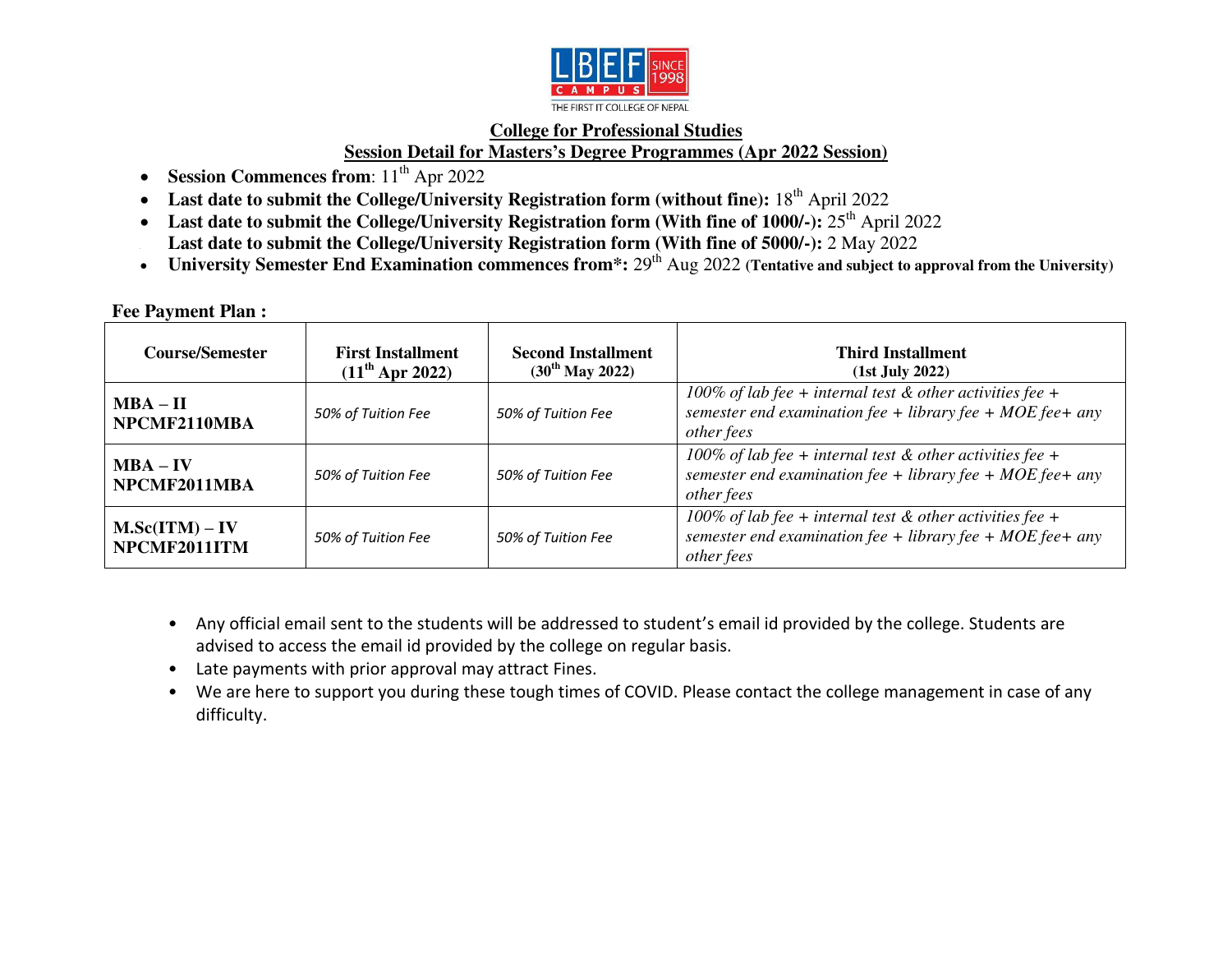## College for Professional Studies

## Session Detail for Masters's Degree Programmes (Apr 2022 Session)

- **Session Commences from**: 11th Apr 2022
- **Last date to submit the College/University Registration form (without fine):** 18th April 2022
- **Last date to submit the College/University Registration form (With fine of 1000/-):** 25th April 2022
- **Last date to submit the College/University Registration form (With fine of 5000/-):** 2 May 2022
- **University Semester End Examination commences from*:** 29th Aug 2022 **(Tentative and subject to approval from the University)**

**Fee Payment Plan :**

| Course/Semester | First Installment (11th Apr 2022) | Second Installment (30th May 2022) | Third Installment (1st July 2022) |
|---|---|---|---|
| **MBA – II NPCMF2110MBA** | *50% of Tuition Fee* | *50% of Tuition Fee* | *100% of lab fee + internal test & other activities fee + semester end examination fee + library fee + MOE fee+ any other fees* |
| **MBA – IV NPCMF2011MBA** | *50% of Tuition Fee* | *50% of Tuition Fee* | *100% of lab fee + internal test & other activities fee + semester end examination fee + library fee + MOE fee+ any other fees* |
| **M.Sc(ITM) – IV NPCMF2011ITM** | *50% of Tuition Fee* | *50% of Tuition Fee* | *100% of lab fee + internal test & other activities fee + semester end examination fee + library fee + MOE fee+ any other fees* |

- Any official email sent to the students will be addressed to student's email id provided by the college. Students are advised to access the email id provided by the college on regular basis.
- Late payments with prior approval may attract Fines.
- We are here to support you during these tough times of COVID. Please contact the college management in case of any difficulty.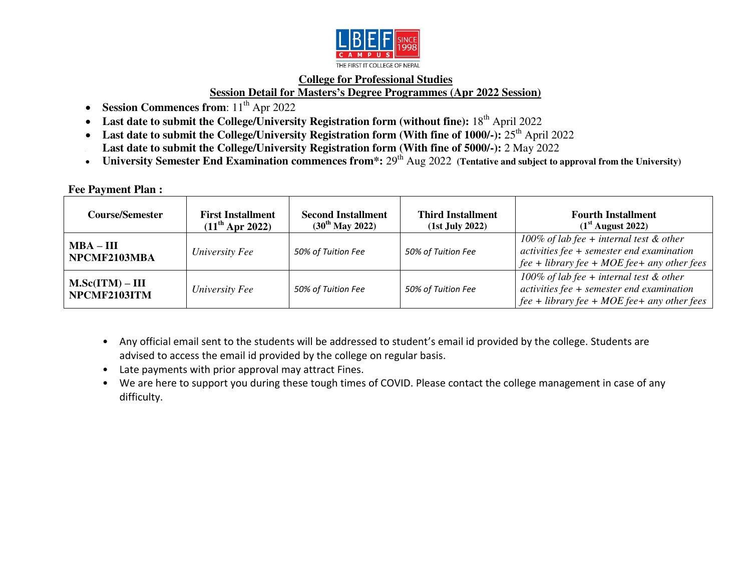LBEF CAMPUS SINCE 1998
THE FIRST IT COLLEGE OF NEPAL

## College for Professional Studies

## Session Detail for Masters's Degree Programmes (Apr 2022 Session)

- **Session Commences from**: 11th Apr 2022
- **Last date to submit the College/University Registration form (without fine):** 18th April 2022
- **Last date to submit the College/University Registration form (With fine of 1000/-):** 25th April 2022
- **Last date to submit the College/University Registration form (With fine of 5000/-):** 2 May 2022
- **University Semester End Examination commences from*:** 29th Aug 2022 **(Tentative and subject to approval from the University)**

**Fee Payment Plan :**

| Course/Semester | First Installment (11th Apr 2022) | Second Installment (30th May 2022) | Third Installment (1st July 2022) | Fourth Installment (1st August 2022) |
|---|---|---|---|---|
| **MBA – III NPCMF2103MBA** | *University Fee* | *50% of Tuition Fee* | *50% of Tuition Fee* | *100% of lab fee + internal test & other activities fee + semester end examination fee + library fee + MOE fee+ any other fees* |
| **M.Sc(ITM) – III NPCMF2103ITM** | *University Fee* | *50% of Tuition Fee* | *50% of Tuition Fee* | *100% of lab fee + internal test & other activities fee + semester end examination fee + library fee + MOE fee+ any other fees* |

- Any official email sent to the students will be addressed to student's email id provided by the college. Students are advised to access the email id provided by the college on regular basis.
- Late payments with prior approval may attract Fines.
- We are here to support you during these tough times of COVID. Please contact the college management in case of any difficulty.